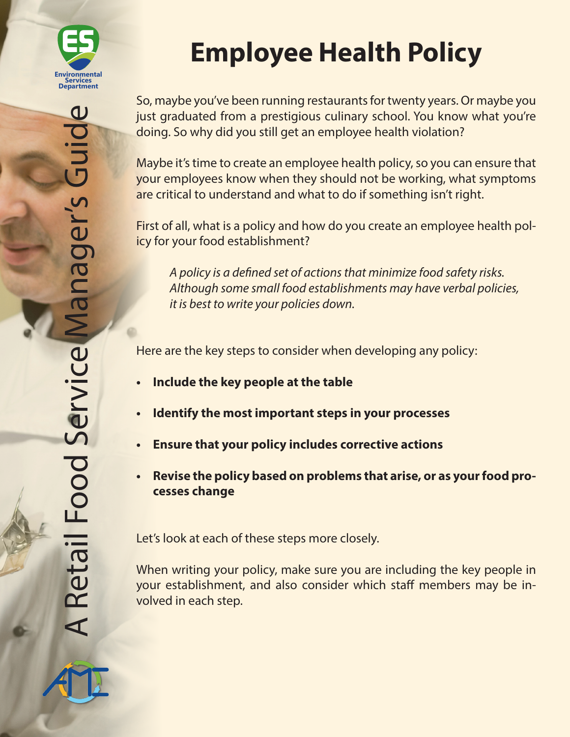# Employee Health Policy

So, maybe you've been running restaurants for twenty years. Or maybe you just graduated from a prestigious culinary school. You know what you're doing. So why did you still get an employee health violation?

Maybe it's time to create an employee health policy, so you can ensure that your employees know when they should not be working, what symptoms are critical to understand and what to do if something isn't right.

First of all, what is a policy and how do you create an employee health policy for your food establishment?

> *A policy is a defined set of actions that minimize food safety risks. Although some small food establishments may have verbal policies, it is best to write your policies down.*

Here are the key steps to consider when developing any policy:

- **Include the key people at the table**
- **Identify the most important steps in your processes**
- **Ensure that your policy includes corrective actions**
- **Revise the policy based on problems that arise, or as your food processes change**

Let's look at each of these steps more closely.

When writing your policy, make sure you are including the key people in your establishment, and also consider which staff members may be involved in each step.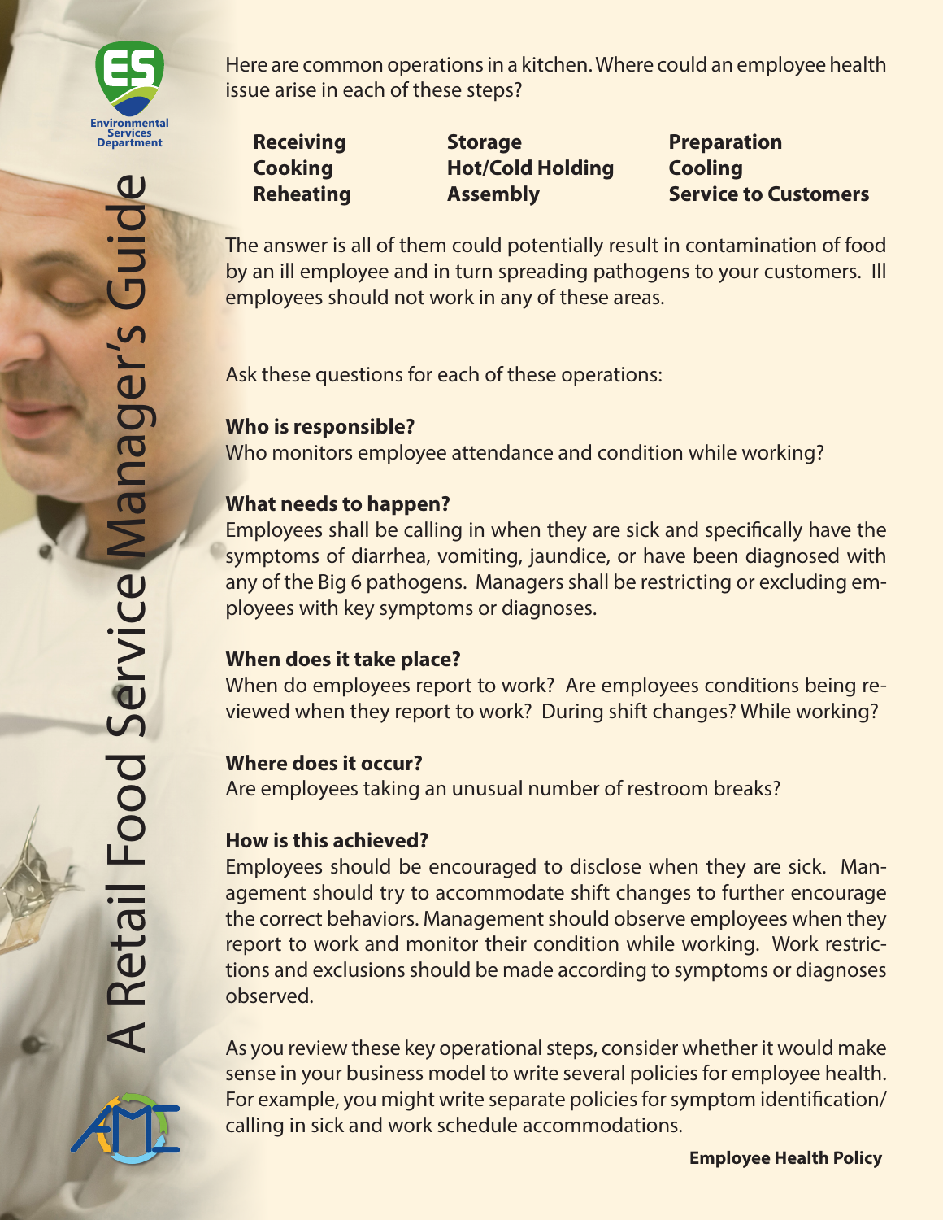Here are common operations in a kitchen. Where could an employee health issue arise in each of these steps?

| **Receiving** | **Storage** | **Preparation** |
|---|---|---|
| **Cooking** | **Hot/Cold Holding** | **Cooling** |
| **Reheating** | **Assembly** | **Service to Customers** |

The answer is all of them could potentially result in contamination of food by an ill employee and in turn spreading pathogens to your customers. Ill employees should not work in any of these areas.

Ask these questions for each of these operations:

**Who is responsible?**
Who monitors employee attendance and condition while working?

**What needs to happen?**
Employees shall be calling in when they are sick and specifically have the symptoms of diarrhea, vomiting, jaundice, or have been diagnosed with any of the Big 6 pathogens. Managers shall be restricting or excluding employees with key symptoms or diagnoses.

**When does it take place?**
When do employees report to work? Are employees conditions being reviewed when they report to work? During shift changes? While working?

**Where does it occur?**
Are employees taking an unusual number of restroom breaks?

**How is this achieved?**
Employees should be encouraged to disclose when they are sick. Management should try to accommodate shift changes to further encourage the correct behaviors. Management should observe employees when they report to work and monitor their condition while working. Work restrictions and exclusions should be made according to symptoms or diagnoses observed.

As you review these key operational steps, consider whether it would make sense in your business model to write several policies for employee health. For example, you might write separate policies for symptom identification/calling in sick and work schedule accommodations.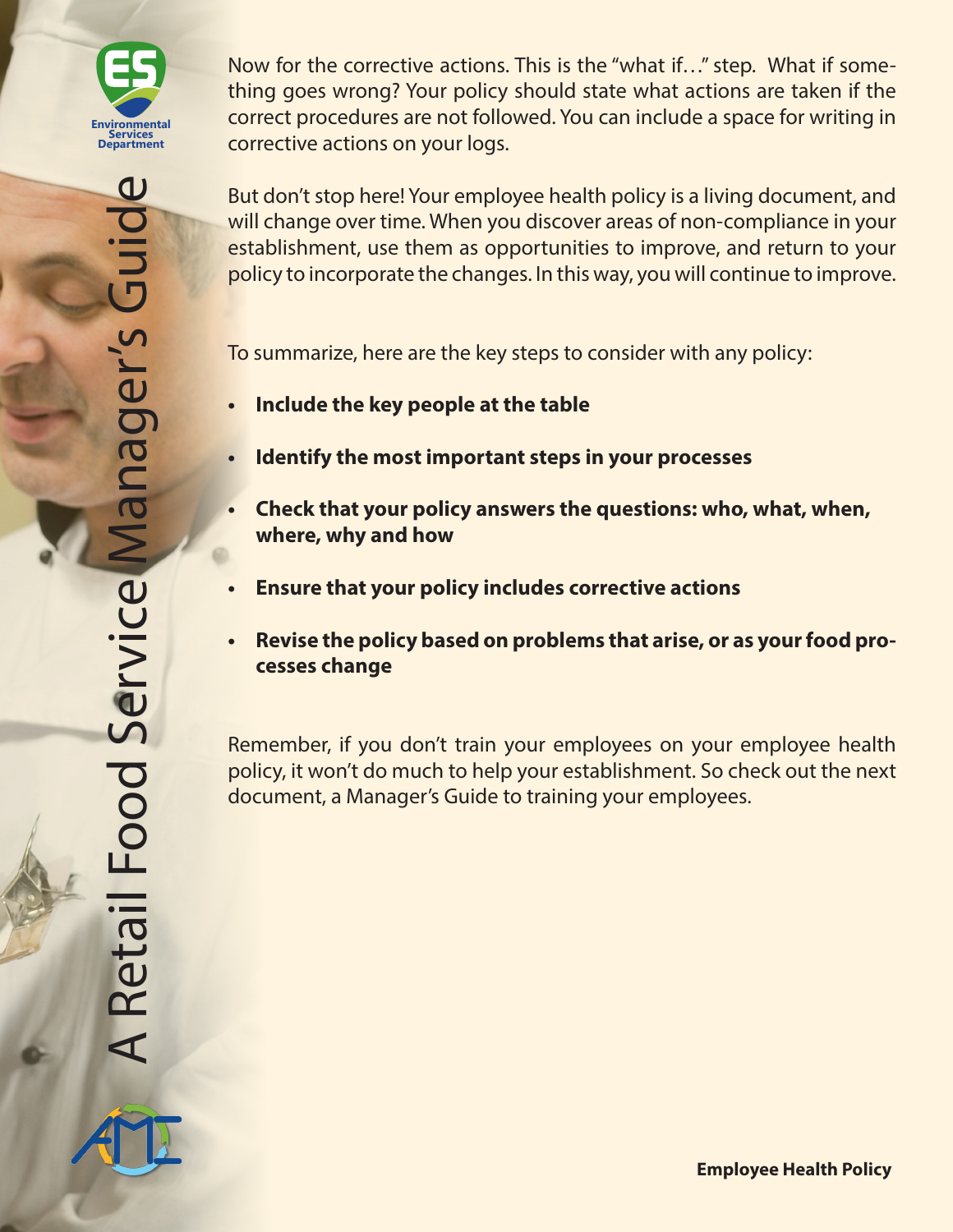Now for the corrective actions. This is the "what if…" step. What if something goes wrong? Your policy should state what actions are taken if the correct procedures are not followed. You can include a space for writing in corrective actions on your logs.

But don't stop here! Your employee health policy is a living document, and will change over time. When you discover areas of non-compliance in your establishment, use them as opportunities to improve, and return to your policy to incorporate the changes. In this way, you will continue to improve.

To summarize, here are the key steps to consider with any policy:

- **Include the key people at the table**
- **Identify the most important steps in your processes**
- **Check that your policy answers the questions: who, what, when, where, why and how**
- **Ensure that your policy includes corrective actions**
- **Revise the policy based on problems that arise, or as your food processes change**

Remember, if you don't train your employees on your employee health policy, it won't do much to help your establishment. So check out the next document, a Manager's Guide to training your employees.